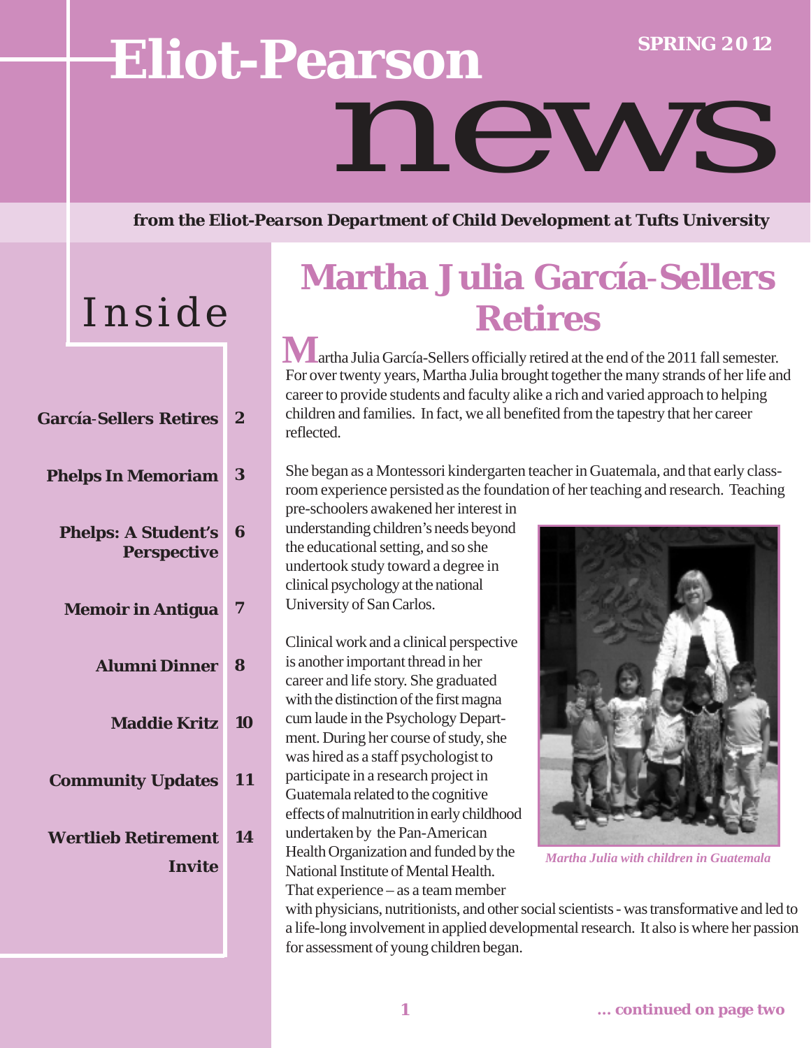# Eliot-Pearson news

**SPRING 2012**

***from the Eliot-Pearson Department of Child Development at Tufts University***

## Inside

| | |
|---|---|
| **García-Sellers Retires** | **2** |
| **Phelps In Memoriam** | **3** |
| **Phelps: A Student's Perspective** | **6** |
| **Memoir in Antigua** | **7** |
| **Alumni Dinner** | **8** |
| **Maddie Kritz** | **10** |
| **Community Updates** | **11** |
| **Wertlieb Retirement Invite** | **14** |

## Martha Julia García-Sellers Retires

Martha Julia García-Sellers officially retired at the end of the 2011 fall semester. For over twenty years, Martha Julia brought together the many strands of her life and career to provide students and faculty alike a rich and varied approach to helping children and families. In fact, we all benefited from the tapestry that her career reflected.

She began as a Montessori kindergarten teacher in Guatemala, and that early classroom experience persisted as the foundation of her teaching and research. Teaching pre-schoolers awakened her interest in understanding children's needs beyond the educational setting, and so she undertook study toward a degree in clinical psychology at the national University of San Carlos.

*Martha Julia with children in Guatemala*

Clinical work and a clinical perspective is another important thread in her career and life story. She graduated with the distinction of the first magna cum laude in the Psychology Department. During her course of study, she was hired as a staff psychologist to participate in a research project in Guatemala related to the cognitive effects of malnutrition in early childhood undertaken by the Pan-American Health Organization and funded by the National Institute of Mental Health. That experience – as a team member with physicians, nutritionists, and other social scientists - was transformative and led to a life-long involvement in applied developmental research. It also is where her passion for assessment of young children began.

***... continued on page two***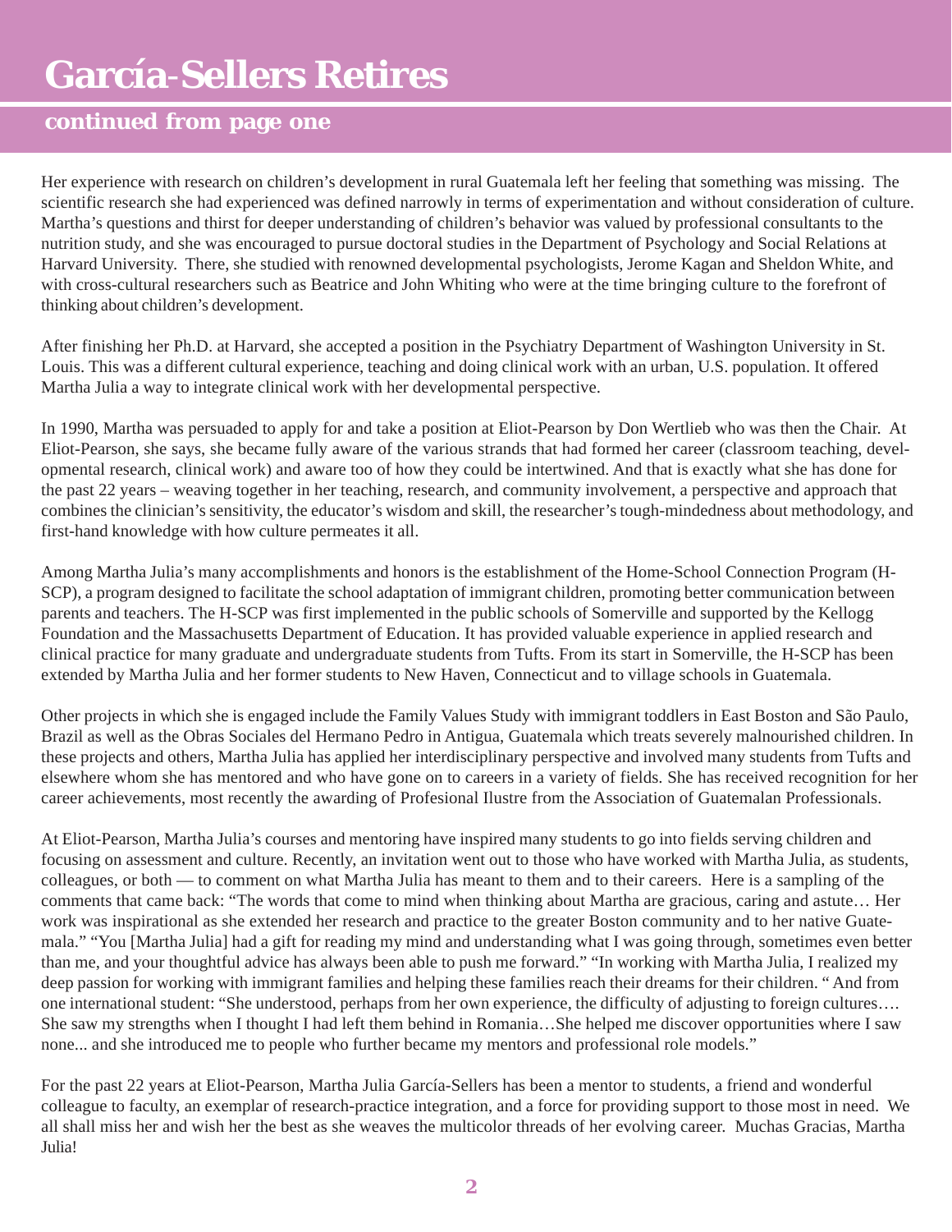# García-Sellers Retires

## continued from page one

Her experience with research on children's development in rural Guatemala left her feeling that something was missing. The scientific research she had experienced was defined narrowly in terms of experimentation and without consideration of culture. Martha's questions and thirst for deeper understanding of children's behavior was valued by professional consultants to the nutrition study, and she was encouraged to pursue doctoral studies in the Department of Psychology and Social Relations at Harvard University. There, she studied with renowned developmental psychologists, Jerome Kagan and Sheldon White, and with cross-cultural researchers such as Beatrice and John Whiting who were at the time bringing culture to the forefront of thinking about children's development.

After finishing her Ph.D. at Harvard, she accepted a position in the Psychiatry Department of Washington University in St. Louis. This was a different cultural experience, teaching and doing clinical work with an urban, U.S. population. It offered Martha Julia a way to integrate clinical work with her developmental perspective.

In 1990, Martha was persuaded to apply for and take a position at Eliot-Pearson by Don Wertlieb who was then the Chair. At Eliot-Pearson, she says, she became fully aware of the various strands that had formed her career (classroom teaching, developmental research, clinical work) and aware too of how they could be intertwined. And that is exactly what she has done for the past 22 years – weaving together in her teaching, research, and community involvement, a perspective and approach that combines the clinician's sensitivity, the educator's wisdom and skill, the researcher's tough-mindedness about methodology, and first-hand knowledge with how culture permeates it all.

Among Martha Julia's many accomplishments and honors is the establishment of the Home-School Connection Program (H-SCP), a program designed to facilitate the school adaptation of immigrant children, promoting better communication between parents and teachers. The H-SCP was first implemented in the public schools of Somerville and supported by the Kellogg Foundation and the Massachusetts Department of Education. It has provided valuable experience in applied research and clinical practice for many graduate and undergraduate students from Tufts. From its start in Somerville, the H-SCP has been extended by Martha Julia and her former students to New Haven, Connecticut and to village schools in Guatemala.

Other projects in which she is engaged include the Family Values Study with immigrant toddlers in East Boston and São Paulo, Brazil as well as the Obras Sociales del Hermano Pedro in Antigua, Guatemala which treats severely malnourished children. In these projects and others, Martha Julia has applied her interdisciplinary perspective and involved many students from Tufts and elsewhere whom she has mentored and who have gone on to careers in a variety of fields. She has received recognition for her career achievements, most recently the awarding of Profesional Ilustre from the Association of Guatemalan Professionals.

At Eliot-Pearson, Martha Julia's courses and mentoring have inspired many students to go into fields serving children and focusing on assessment and culture. Recently, an invitation went out to those who have worked with Martha Julia, as students, colleagues, or both — to comment on what Martha Julia has meant to them and to their careers. Here is a sampling of the comments that came back: "The words that come to mind when thinking about Martha are gracious, caring and astute… Her work was inspirational as she extended her research and practice to the greater Boston community and to her native Guatemala." "You [Martha Julia] had a gift for reading my mind and understanding what I was going through, sometimes even better than me, and your thoughtful advice has always been able to push me forward." "In working with Martha Julia, I realized my deep passion for working with immigrant families and helping these families reach their dreams for their children. " And from one international student: "She understood, perhaps from her own experience, the difficulty of adjusting to foreign cultures…. She saw my strengths when I thought I had left them behind in Romania…She helped me discover opportunities where I saw none... and she introduced me to people who further became my mentors and professional role models."

For the past 22 years at Eliot-Pearson, Martha Julia García-Sellers has been a mentor to students, a friend and wonderful colleague to faculty, an exemplar of research-practice integration, and a force for providing support to those most in need. We all shall miss her and wish her the best as she weaves the multicolor threads of her evolving career. Muchas Gracias, Martha Julia!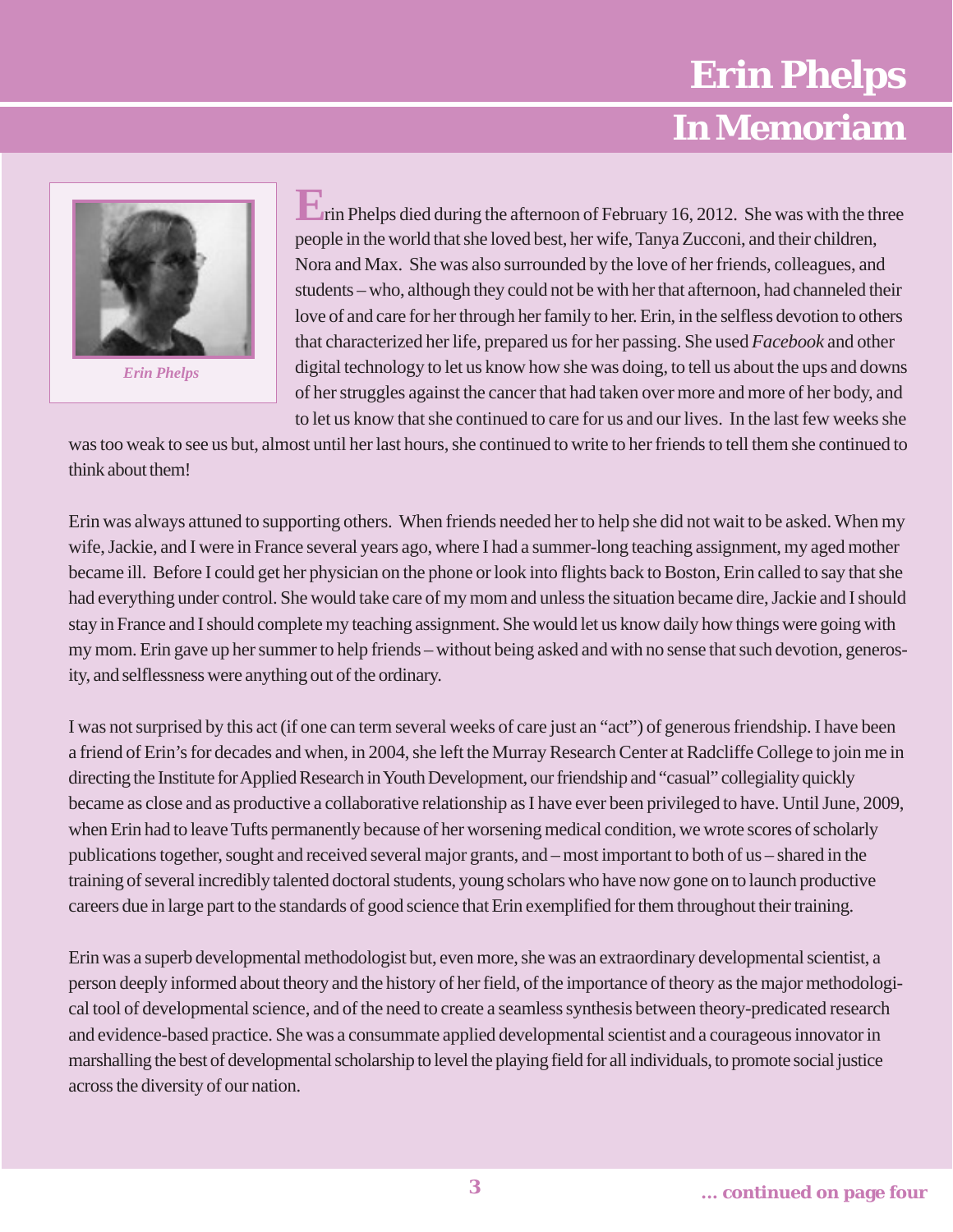# Erin Phelps

## In Memoriam

*Erin Phelps*

Erin Phelps died during the afternoon of February 16, 2012. She was with the three people in the world that she loved best, her wife, Tanya Zucconi, and their children, Nora and Max. She was also surrounded by the love of her friends, colleagues, and students – who, although they could not be with her that afternoon, had channeled their love of and care for her through her family to her. Erin, in the selfless devotion to others that characterized her life, prepared us for her passing. She used *Facebook* and other digital technology to let us know how she was doing, to tell us about the ups and downs of her struggles against the cancer that had taken over more and more of her body, and to let us know that she continued to care for us and our lives. In the last few weeks she was too weak to see us but, almost until her last hours, she continued to write to her friends to tell them she continued to think about them!

Erin was always attuned to supporting others. When friends needed her to help she did not wait to be asked. When my wife, Jackie, and I were in France several years ago, where I had a summer-long teaching assignment, my aged mother became ill. Before I could get her physician on the phone or look into flights back to Boston, Erin called to say that she had everything under control. She would take care of my mom and unless the situation became dire, Jackie and I should stay in France and I should complete my teaching assignment. She would let us know daily how things were going with my mom. Erin gave up her summer to help friends – without being asked and with no sense that such devotion, generosity, and selflessness were anything out of the ordinary.

I was not surprised by this act (if one can term several weeks of care just an "act") of generous friendship. I have been a friend of Erin's for decades and when, in 2004, she left the Murray Research Center at Radcliffe College to join me in directing the Institute for Applied Research in Youth Development, our friendship and "casual" collegiality quickly became as close and as productive a collaborative relationship as I have ever been privileged to have. Until June, 2009, when Erin had to leave Tufts permanently because of her worsening medical condition, we wrote scores of scholarly publications together, sought and received several major grants, and – most important to both of us – shared in the training of several incredibly talented doctoral students, young scholars who have now gone on to launch productive careers due in large part to the standards of good science that Erin exemplified for them throughout their training.

Erin was a superb developmental methodologist but, even more, she was an extraordinary developmental scientist, a person deeply informed about theory and the history of her field, of the importance of theory as the major methodological tool of developmental science, and of the need to create a seamless synthesis between theory-predicated research and evidence-based practice. She was a consummate applied developmental scientist and a courageous innovator in marshalling the best of developmental scholarship to level the playing field for all individuals, to promote social justice across the diversity of our nation.

*... continued on page four*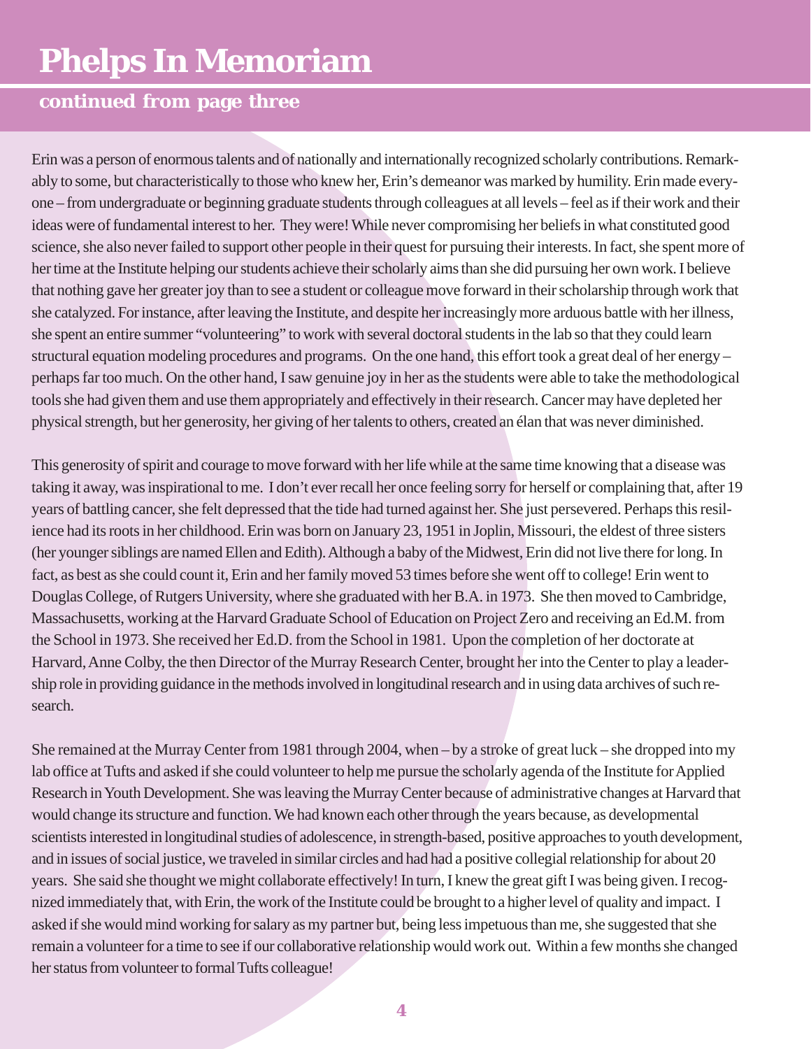# Phelps In Memoriam

## continued from page three

Erin was a person of enormous talents and of nationally and internationally recognized scholarly contributions. Remarkably to some, but characteristically to those who knew her, Erin's demeanor was marked by humility. Erin made everyone – from undergraduate or beginning graduate students through colleagues at all levels – feel as if their work and their ideas were of fundamental interest to her. They were! While never compromising her beliefs in what constituted good science, she also never failed to support other people in their quest for pursuing their interests. In fact, she spent more of her time at the Institute helping our students achieve their scholarly aims than she did pursuing her own work. I believe that nothing gave her greater joy than to see a student or colleague move forward in their scholarship through work that she catalyzed. For instance, after leaving the Institute, and despite her increasingly more arduous battle with her illness, she spent an entire summer "volunteering" to work with several doctoral students in the lab so that they could learn structural equation modeling procedures and programs. On the one hand, this effort took a great deal of her energy – perhaps far too much. On the other hand, I saw genuine joy in her as the students were able to take the methodological tools she had given them and use them appropriately and effectively in their research. Cancer may have depleted her physical strength, but her generosity, her giving of her talents to others, created an élan that was never diminished.

This generosity of spirit and courage to move forward with her life while at the same time knowing that a disease was taking it away, was inspirational to me. I don't ever recall her once feeling sorry for herself or complaining that, after 19 years of battling cancer, she felt depressed that the tide had turned against her. She just persevered. Perhaps this resilience had its roots in her childhood. Erin was born on January 23, 1951 in Joplin, Missouri, the eldest of three sisters (her younger siblings are named Ellen and Edith). Although a baby of the Midwest, Erin did not live there for long. In fact, as best as she could count it, Erin and her family moved 53 times before she went off to college! Erin went to Douglas College, of Rutgers University, where she graduated with her B.A. in 1973. She then moved to Cambridge, Massachusetts, working at the Harvard Graduate School of Education on Project Zero and receiving an Ed.M. from the School in 1973. She received her Ed.D. from the School in 1981. Upon the completion of her doctorate at Harvard, Anne Colby, the then Director of the Murray Research Center, brought her into the Center to play a leadership role in providing guidance in the methods involved in longitudinal research and in using data archives of such research.

She remained at the Murray Center from 1981 through 2004, when – by a stroke of great luck – she dropped into my lab office at Tufts and asked if she could volunteer to help me pursue the scholarly agenda of the Institute for Applied Research in Youth Development. She was leaving the Murray Center because of administrative changes at Harvard that would change its structure and function. We had known each other through the years because, as developmental scientists interested in longitudinal studies of adolescence, in strength-based, positive approaches to youth development, and in issues of social justice, we traveled in similar circles and had had a positive collegial relationship for about 20 years. She said she thought we might collaborate effectively! In turn, I knew the great gift I was being given. I recognized immediately that, with Erin, the work of the Institute could be brought to a higher level of quality and impact. I asked if she would mind working for salary as my partner but, being less impetuous than me, she suggested that she remain a volunteer for a time to see if our collaborative relationship would work out. Within a few months she changed her status from volunteer to formal Tufts colleague!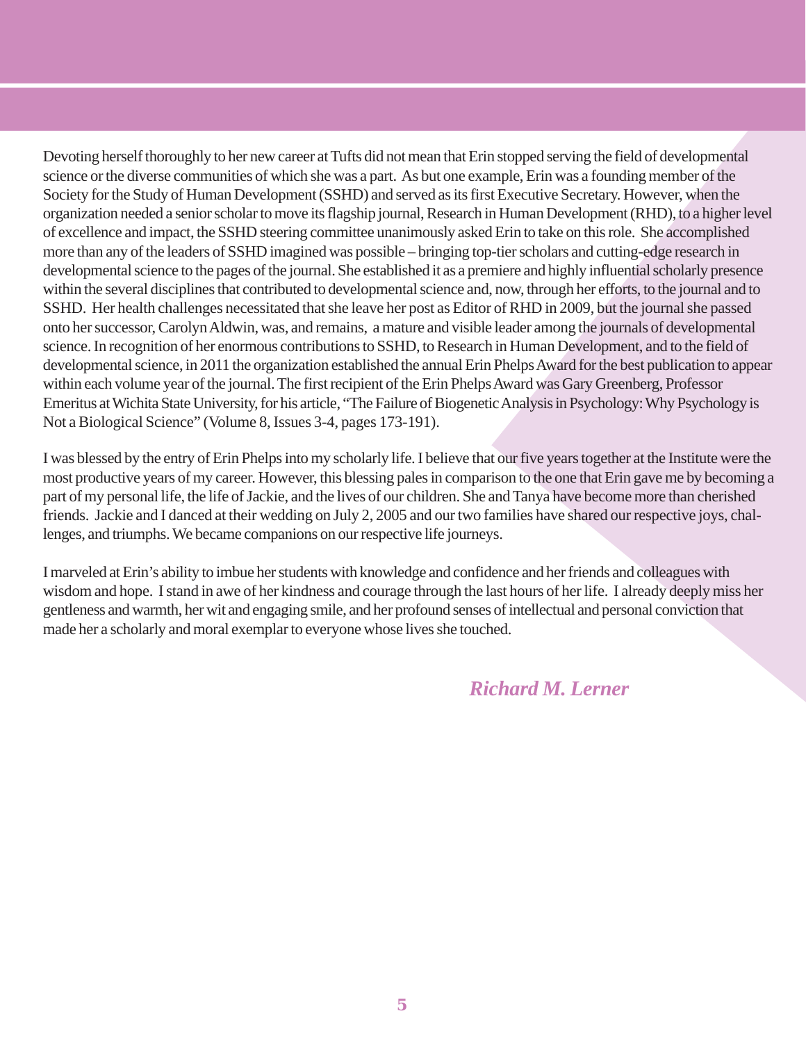Devoting herself thoroughly to her new career at Tufts did not mean that Erin stopped serving the field of developmental science or the diverse communities of which she was a part. As but one example, Erin was a founding member of the Society for the Study of Human Development (SSHD) and served as its first Executive Secretary. However, when the organization needed a senior scholar to move its flagship journal, Research in Human Development (RHD), to a higher level of excellence and impact, the SSHD steering committee unanimously asked Erin to take on this role. She accomplished more than any of the leaders of SSHD imagined was possible – bringing top-tier scholars and cutting-edge research in developmental science to the pages of the journal. She established it as a premiere and highly influential scholarly presence within the several disciplines that contributed to developmental science and, now, through her efforts, to the journal and to SSHD. Her health challenges necessitated that she leave her post as Editor of RHD in 2009, but the journal she passed onto her successor, Carolyn Aldwin, was, and remains, a mature and visible leader among the journals of developmental science. In recognition of her enormous contributions to SSHD, to Research in Human Development, and to the field of developmental science, in 2011 the organization established the annual Erin Phelps Award for the best publication to appear within each volume year of the journal. The first recipient of the Erin Phelps Award was Gary Greenberg, Professor Emeritus at Wichita State University, for his article, "The Failure of Biogenetic Analysis in Psychology: Why Psychology is Not a Biological Science" (Volume 8, Issues 3-4, pages 173-191).

I was blessed by the entry of Erin Phelps into my scholarly life. I believe that our five years together at the Institute were the most productive years of my career. However, this blessing pales in comparison to the one that Erin gave me by becoming a part of my personal life, the life of Jackie, and the lives of our children. She and Tanya have become more than cherished friends. Jackie and I danced at their wedding on July 2, 2005 and our two families have shared our respective joys, challenges, and triumphs. We became companions on our respective life journeys.

I marveled at Erin's ability to imbue her students with knowledge and confidence and her friends and colleagues with wisdom and hope. I stand in awe of her kindness and courage through the last hours of her life. I already deeply miss her gentleness and warmth, her wit and engaging smile, and her profound senses of intellectual and personal conviction that made her a scholarly and moral exemplar to everyone whose lives she touched.

***Richard M. Lerner***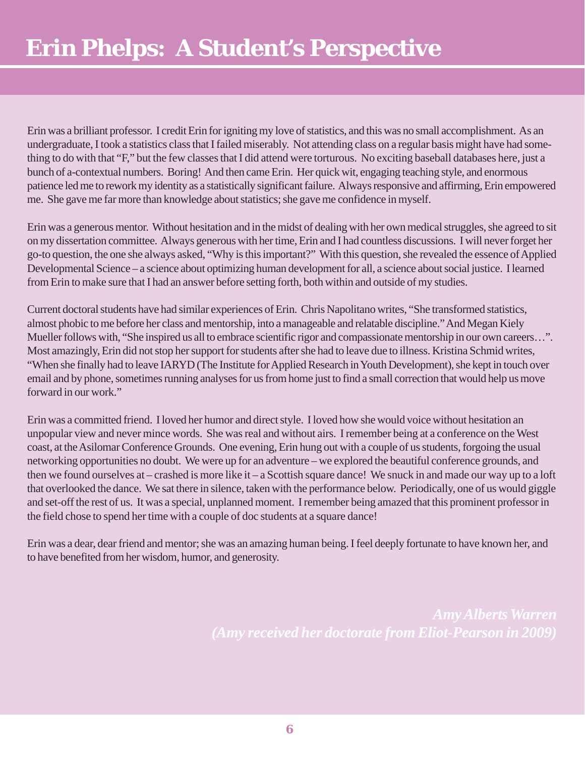# Erin Phelps: A Student's Perspective

Erin was a brilliant professor. I credit Erin for igniting my love of statistics, and this was no small accomplishment. As an undergraduate, I took a statistics class that I failed miserably. Not attending class on a regular basis might have had something to do with that "F," but the few classes that I did attend were torturous. No exciting baseball databases here, just a bunch of a-contextual numbers. Boring! And then came Erin. Her quick wit, engaging teaching style, and enormous patience led me to rework my identity as a statistically significant failure. Always responsive and affirming, Erin empowered me. She gave me far more than knowledge about statistics; she gave me confidence in myself.

Erin was a generous mentor. Without hesitation and in the midst of dealing with her own medical struggles, she agreed to sit on my dissertation committee. Always generous with her time, Erin and I had countless discussions. I will never forget her go-to question, the one she always asked, "Why is this important?" With this question, she revealed the essence of Applied Developmental Science – a science about optimizing human development for all, a science about social justice. I learned from Erin to make sure that I had an answer before setting forth, both within and outside of my studies.

Current doctoral students have had similar experiences of Erin. Chris Napolitano writes, "She transformed statistics, almost phobic to me before her class and mentorship, into a manageable and relatable discipline." And Megan Kiely Mueller follows with, "She inspired us all to embrace scientific rigor and compassionate mentorship in our own careers…". Most amazingly, Erin did not stop her support for students after she had to leave due to illness. Kristina Schmid writes, "When she finally had to leave IARYD (The Institute for Applied Research in Youth Development), she kept in touch over email and by phone, sometimes running analyses for us from home just to find a small correction that would help us move forward in our work."

Erin was a committed friend. I loved her humor and direct style. I loved how she would voice without hesitation an unpopular view and never mince words. She was real and without airs. I remember being at a conference on the West coast, at the Asilomar Conference Grounds. One evening, Erin hung out with a couple of us students, forgoing the usual networking opportunities no doubt. We were up for an adventure – we explored the beautiful conference grounds, and then we found ourselves at – crashed is more like it – a Scottish square dance! We snuck in and made our way up to a loft that overlooked the dance. We sat there in silence, taken with the performance below. Periodically, one of us would giggle and set-off the rest of us. It was a special, unplanned moment. I remember being amazed that this prominent professor in the field chose to spend her time with a couple of doc students at a square dance!

Erin was a dear, dear friend and mentor; she was an amazing human being. I feel deeply fortunate to have known her, and to have benefited from her wisdom, humor, and generosity.

*Amy Alberts Warren*
*(Amy received her doctorate from Eliot-Pearson in 2009)*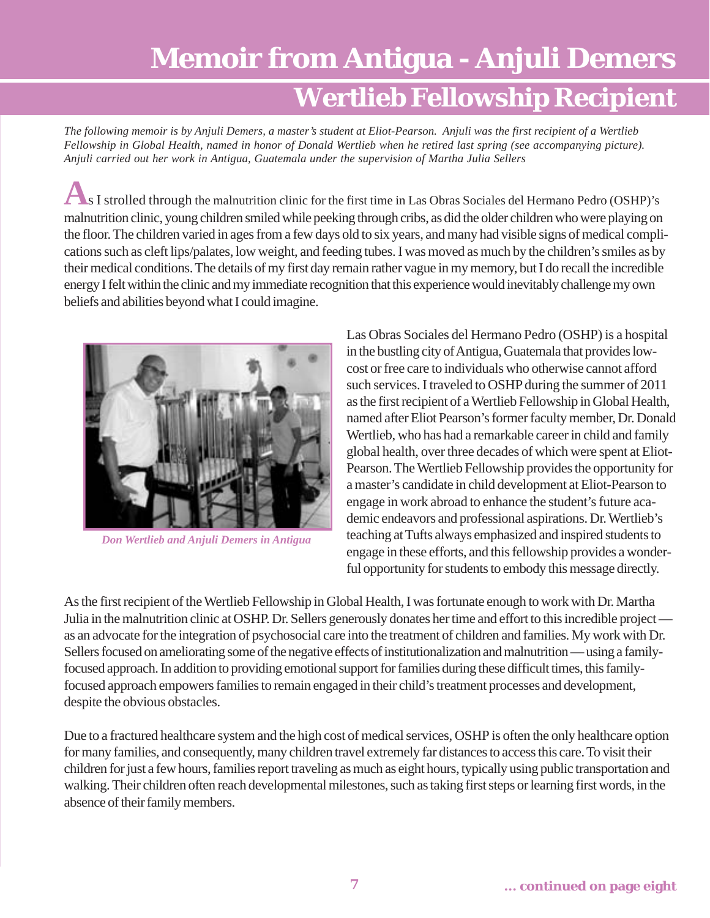# Memoir from Antigua - Anjuli Demers

## Wertlieb Fellowship Recipient

*The following memoir is by Anjuli Demers, a master's student at Eliot-Pearson. Anjuli was the first recipient of a Wertlieb Fellowship in Global Health, named in honor of Donald Wertlieb when he retired last spring (see accompanying picture). Anjuli carried out her work in Antigua, Guatemala under the supervision of Martha Julia Sellers*

As I strolled through the malnutrition clinic for the first time in Las Obras Sociales del Hermano Pedro (OSHP)'s malnutrition clinic, young children smiled while peeking through cribs, as did the older children who were playing on the floor. The children varied in ages from a few days old to six years, and many had visible signs of medical complications such as cleft lips/palates, low weight, and feeding tubes. I was moved as much by the children's smiles as by their medical conditions. The details of my first day remain rather vague in my memory, but I do recall the incredible energy I felt within the clinic and my immediate recognition that this experience would inevitably challenge my own beliefs and abilities beyond what I could imagine.

*Don Wertlieb and Anjuli Demers in Antigua*

Las Obras Sociales del Hermano Pedro (OSHP) is a hospital in the bustling city of Antigua, Guatemala that provides low-cost or free care to individuals who otherwise cannot afford such services. I traveled to OSHP during the summer of 2011 as the first recipient of a Wertlieb Fellowship in Global Health, named after Eliot Pearson's former faculty member, Dr. Donald Wertlieb, who has had a remarkable career in child and family global health, over three decades of which were spent at Eliot-Pearson. The Wertlieb Fellowship provides the opportunity for a master's candidate in child development at Eliot-Pearson to engage in work abroad to enhance the student's future academic endeavors and professional aspirations. Dr. Wertlieb's teaching at Tufts always emphasized and inspired students to engage in these efforts, and this fellowship provides a wonderful opportunity for students to embody this message directly.

As the first recipient of the Wertlieb Fellowship in Global Health, I was fortunate enough to work with Dr. Martha Julia in the malnutrition clinic at OSHP. Dr. Sellers generously donates her time and effort to this incredible project — as an advocate for the integration of psychosocial care into the treatment of children and families. My work with Dr. Sellers focused on ameliorating some of the negative effects of institutionalization and malnutrition — using a family-focused approach. In addition to providing emotional support for families during these difficult times, this family-focused approach empowers families to remain engaged in their child's treatment processes and development, despite the obvious obstacles.

Due to a fractured healthcare system and the high cost of medical services, OSHP is often the only healthcare option for many families, and consequently, many children travel extremely far distances to access this care. To visit their children for just a few hours, families report traveling as much as eight hours, typically using public transportation and walking. Their children often reach developmental milestones, such as taking first steps or learning first words, in the absence of their family members.

**... continued on page eight**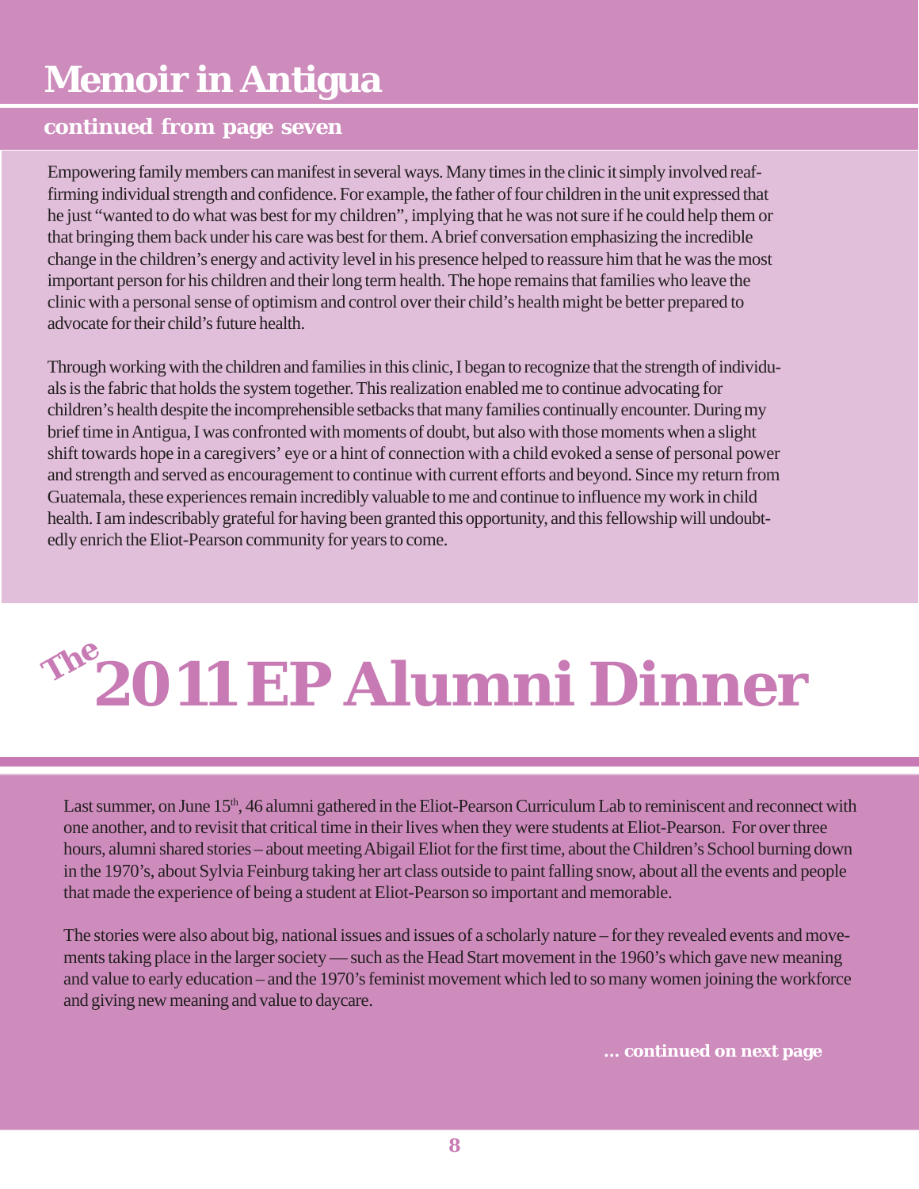# Memoir in Antigua

## continued from page seven

Empowering family members can manifest in several ways. Many times in the clinic it simply involved reaffirming individual strength and confidence. For example, the father of four children in the unit expressed that he just "wanted to do what was best for my children", implying that he was not sure if he could help them or that bringing them back under his care was best for them. A brief conversation emphasizing the incredible change in the children's energy and activity level in his presence helped to reassure him that he was the most important person for his children and their long term health. The hope remains that families who leave the clinic with a personal sense of optimism and control over their child's health might be better prepared to advocate for their child's future health.

Through working with the children and families in this clinic, I began to recognize that the strength of individuals is the fabric that holds the system together. This realization enabled me to continue advocating for children's health despite the incomprehensible setbacks that many families continually encounter. During my brief time in Antigua, I was confronted with moments of doubt, but also with those moments when a slight shift towards hope in a caregivers' eye or a hint of connection with a child evoked a sense of personal power and strength and served as encouragement to continue with current efforts and beyond. Since my return from Guatemala, these experiences remain incredibly valuable to me and continue to influence my work in child health. I am indescribably grateful for having been granted this opportunity, and this fellowship will undoubtedly enrich the Eliot-Pearson community for years to come.

# The 2011 EP Alumni Dinner

Last summer, on June 15th, 46 alumni gathered in the Eliot-Pearson Curriculum Lab to reminiscent and reconnect with one another, and to revisit that critical time in their lives when they were students at Eliot-Pearson. For over three hours, alumni shared stories – about meeting Abigail Eliot for the first time, about the Children's School burning down in the 1970's, about Sylvia Feinburg taking her art class outside to paint falling snow, about all the events and people that made the experience of being a student at Eliot-Pearson so important and memorable.

The stories were also about big, national issues and issues of a scholarly nature – for they revealed events and movements taking place in the larger society — such as the Head Start movement in the 1960's which gave new meaning and value to early education – and the 1970's feminist movement which led to so many women joining the workforce and giving new meaning and value to daycare.

**... continued on next page**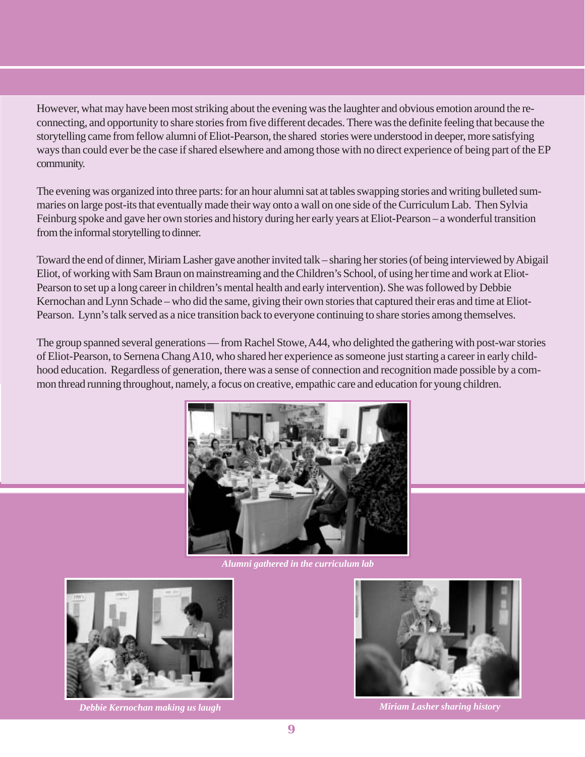However, what may have been most striking about the evening was the laughter and obvious emotion around the re-connecting, and opportunity to share stories from five different decades. There was the definite feeling that because the storytelling came from fellow alumni of Eliot-Pearson, the shared stories were understood in deeper, more satisfying ways than could ever be the case if shared elsewhere and among those with no direct experience of being part of the EP community.

The evening was organized into three parts: for an hour alumni sat at tables swapping stories and writing bulleted summaries on large post-its that eventually made their way onto a wall on one side of the Curriculum Lab. Then Sylvia Feinburg spoke and gave her own stories and history during her early years at Eliot-Pearson – a wonderful transition from the informal storytelling to dinner.

Toward the end of dinner, Miriam Lasher gave another invited talk – sharing her stories (of being interviewed by Abigail Eliot, of working with Sam Braun on mainstreaming and the Children's School, of using her time and work at Eliot-Pearson to set up a long career in children's mental health and early intervention). She was followed by Debbie Kernochan and Lynn Schade – who did the same, giving their own stories that captured their eras and time at Eliot-Pearson. Lynn's talk served as a nice transition back to everyone continuing to share stories among themselves.

The group spanned several generations — from Rachel Stowe, A44, who delighted the gathering with post-war stories of Eliot-Pearson, to Sernena Chang A10, who shared her experience as someone just starting a career in early childhood education. Regardless of generation, there was a sense of connection and recognition made possible by a common thread running throughout, namely, a focus on creative, empathic care and education for young children.

*Alumni gathered in the curriculum lab*

*Debbie Kernochan making us laugh*

*Miriam Lasher sharing history*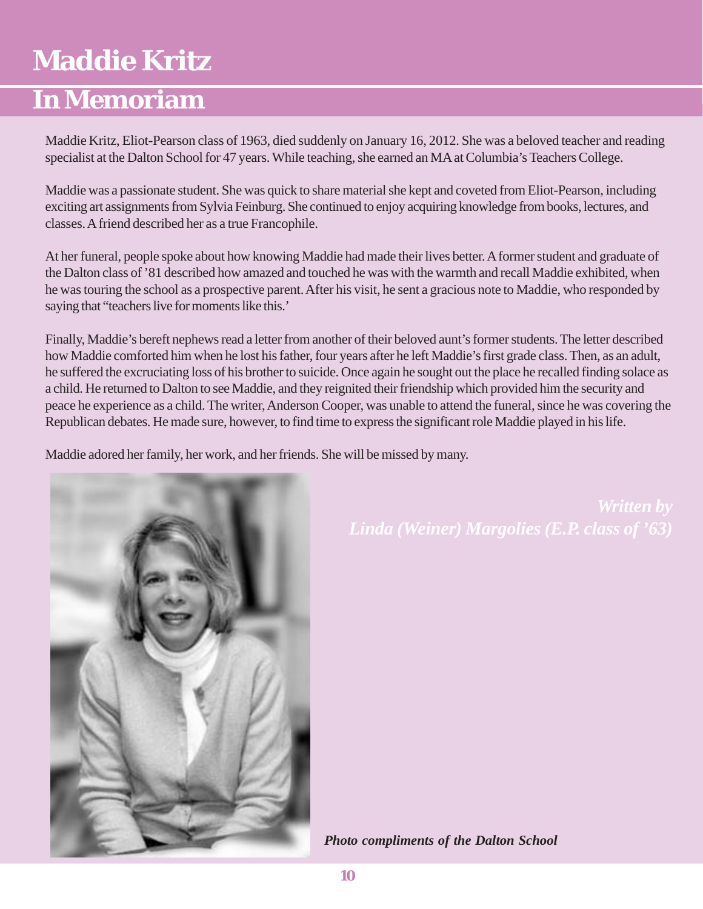# Maddie Kritz

## In Memoriam

Maddie Kritz, Eliot-Pearson class of 1963, died suddenly on January 16, 2012. She was a beloved teacher and reading specialist at the Dalton School for 47 years. While teaching, she earned an MA at Columbia's Teachers College.

Maddie was a passionate student. She was quick to share material she kept and coveted from Eliot-Pearson, including exciting art assignments from Sylvia Feinburg. She continued to enjoy acquiring knowledge from books, lectures, and classes. A friend described her as a true Francophile.

At her funeral, people spoke about how knowing Maddie had made their lives better. A former student and graduate of the Dalton class of '81 described how amazed and touched he was with the warmth and recall Maddie exhibited, when he was touring the school as a prospective parent. After his visit, he sent a gracious note to Maddie, who responded by saying that "teachers live for moments like this.'

Finally, Maddie's bereft nephews read a letter from another of their beloved aunt's former students. The letter described how Maddie comforted him when he lost his father, four years after he left Maddie's first grade class. Then, as an adult, he suffered the excruciating loss of his brother to suicide. Once again he sought out the place he recalled finding solace as a child. He returned to Dalton to see Maddie, and they reignited their friendship which provided him the security and peace he experience as a child. The writer, Anderson Cooper, was unable to attend the funeral, since he was covering the Republican debates. He made sure, however, to find time to express the significant role Maddie played in his life.

Maddie adored her family, her work, and her friends. She will be missed by many.

*Written by Linda (Weiner) Margolies (E.P. class of '63)*

***Photo compliments of the Dalton School***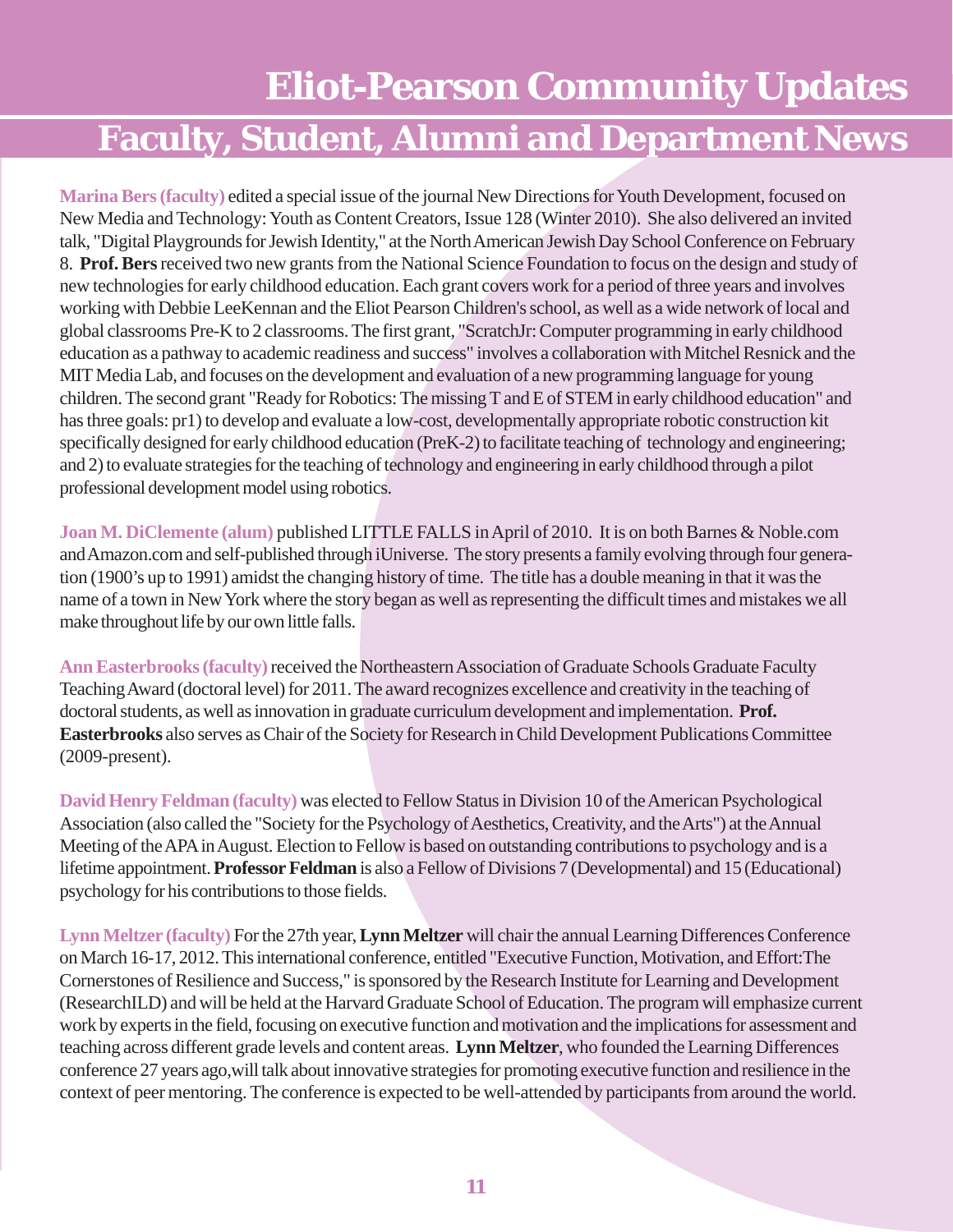# Eliot-Pearson Community Updates

## Faculty, Student, Alumni and Department News

**Marina Bers (faculty)** edited a special issue of the journal New Directions for Youth Development, focused on New Media and Technology: Youth as Content Creators, Issue 128 (Winter 2010). She also delivered an invited talk, "Digital Playgrounds for Jewish Identity," at the North American Jewish Day School Conference on February 8. **Prof. Bers** received two new grants from the National Science Foundation to focus on the design and study of new technologies for early childhood education. Each grant covers work for a period of three years and involves working with Debbie LeeKennan and the Eliot Pearson Children's school, as well as a wide network of local and global classrooms Pre-K to 2 classrooms. The first grant, "ScratchJr: Computer programming in early childhood education as a pathway to academic readiness and success" involves a collaboration with Mitchel Resnick and the MIT Media Lab, and focuses on the development and evaluation of a new programming language for young children. The second grant "Ready for Robotics: The missing T and E of STEM in early childhood education" and has three goals: pr1) to develop and evaluate a low-cost, developmentally appropriate robotic construction kit specifically designed for early childhood education (PreK-2) to facilitate teaching of technology and engineering; and 2) to evaluate strategies for the teaching of technology and engineering in early childhood through a pilot professional development model using robotics.

**Joan M. DiClemente (alum)** published LITTLE FALLS in April of 2010. It is on both Barnes & Noble.com and Amazon.com and self-published through iUniverse. The story presents a family evolving through four generation (1900's up to 1991) amidst the changing history of time. The title has a double meaning in that it was the name of a town in New York where the story began as well as representing the difficult times and mistakes we all make throughout life by our own little falls.

**Ann Easterbrooks (faculty)** received the Northeastern Association of Graduate Schools Graduate Faculty Teaching Award (doctoral level) for 2011. The award recognizes excellence and creativity in the teaching of doctoral students, as well as innovation in graduate curriculum development and implementation. **Prof. Easterbrooks** also serves as Chair of the Society for Research in Child Development Publications Committee (2009-present).

**David Henry Feldman (faculty)** was elected to Fellow Status in Division 10 of the American Psychological Association (also called the "Society for the Psychology of Aesthetics, Creativity, and the Arts") at the Annual Meeting of the APA in August. Election to Fellow is based on outstanding contributions to psychology and is a lifetime appointment. **Professor Feldman** is also a Fellow of Divisions 7 (Developmental) and 15 (Educational) psychology for his contributions to those fields.

**Lynn Meltzer (faculty)** For the 27th year, **Lynn Meltzer** will chair the annual Learning Differences Conference on March 16-17, 2012. This international conference, entitled "Executive Function, Motivation, and Effort:The Cornerstones of Resilience and Success," is sponsored by the Research Institute for Learning and Development (ResearchILD) and will be held at the Harvard Graduate School of Education. The program will emphasize current work by experts in the field, focusing on executive function and motivation and the implications for assessment and teaching across different grade levels and content areas. **Lynn Meltzer**, who founded the Learning Differences conference 27 years ago,will talk about innovative strategies for promoting executive function and resilience in the context of peer mentoring. The conference is expected to be well-attended by participants from around the world.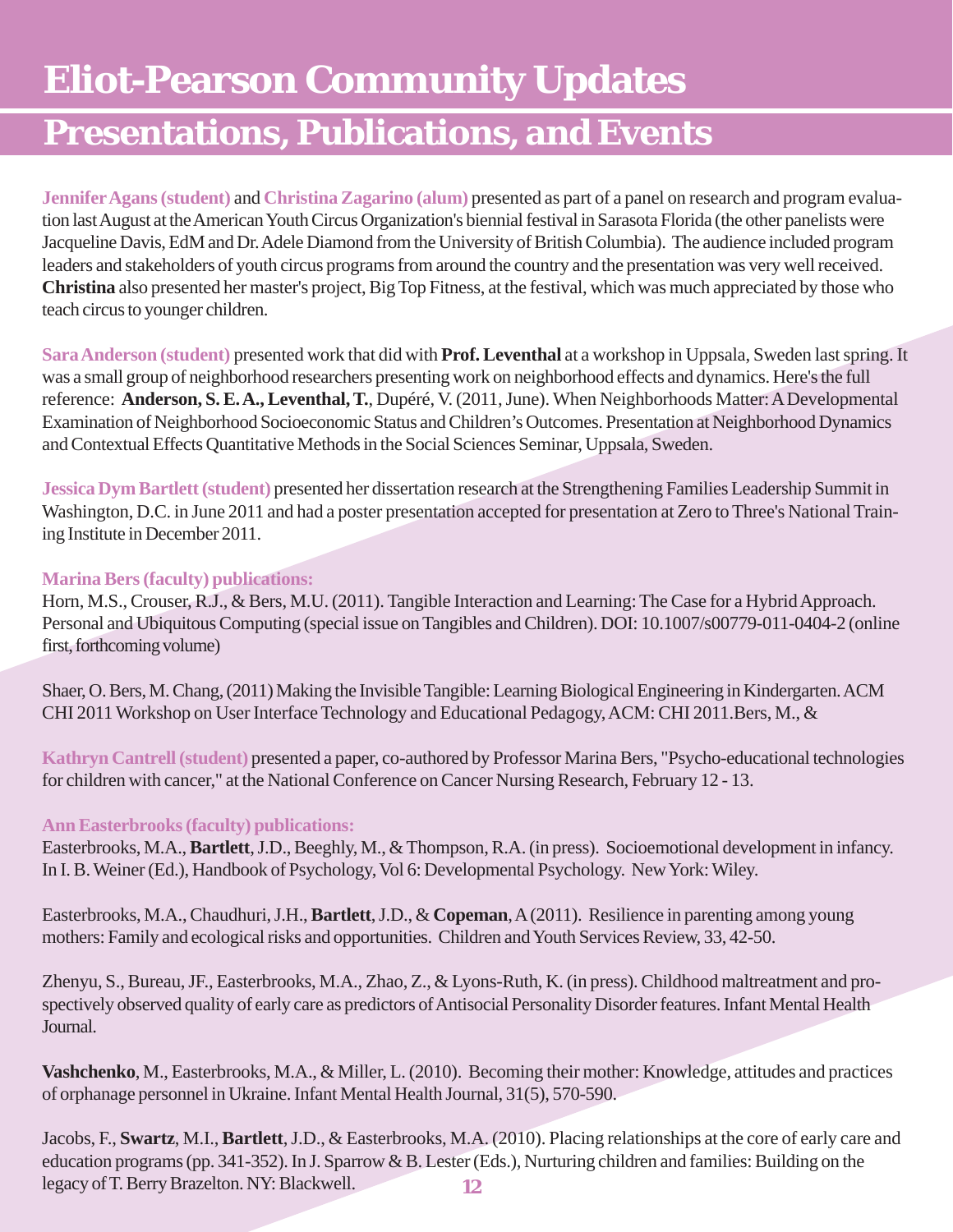# Eliot-Pearson Community Updates

## Presentations, Publications, and Events

**Jennifer Agans (student)** and **Christina Zagarino (alum)** presented as part of a panel on research and program evaluation last August at the American Youth Circus Organization's biennial festival in Sarasota Florida (the other panelists were Jacqueline Davis, EdM and Dr. Adele Diamond from the University of British Columbia). The audience included program leaders and stakeholders of youth circus programs from around the country and the presentation was very well received. **Christina** also presented her master's project, Big Top Fitness, at the festival, which was much appreciated by those who teach circus to younger children.

**Sara Anderson (student)** presented work that did with **Prof. Leventhal** at a workshop in Uppsala, Sweden last spring. It was a small group of neighborhood researchers presenting work on neighborhood effects and dynamics. Here's the full reference: **Anderson, S. E. A., Leventhal, T.**, Dupéré, V. (2011, June). When Neighborhoods Matter: A Developmental Examination of Neighborhood Socioeconomic Status and Children's Outcomes. Presentation at Neighborhood Dynamics and Contextual Effects Quantitative Methods in the Social Sciences Seminar, Uppsala, Sweden.

**Jessica Dym Bartlett (student)** presented her dissertation research at the Strengthening Families Leadership Summit in Washington, D.C. in June 2011 and had a poster presentation accepted for presentation at Zero to Three's National Training Institute in December 2011.

**Marina Bers (faculty) publications:**

Horn, M.S., Crouser, R.J., & Bers, M.U. (2011). Tangible Interaction and Learning: The Case for a Hybrid Approach. Personal and Ubiquitous Computing (special issue on Tangibles and Children). DOI: 10.1007/s00779-011-0404-2 (online first, forthcoming volume)

Shaer, O. Bers, M. Chang, (2011) Making the Invisible Tangible: Learning Biological Engineering in Kindergarten. ACM CHI 2011 Workshop on User Interface Technology and Educational Pedagogy, ACM: CHI 2011.Bers, M., &

**Kathryn Cantrell (student)** presented a paper, co-authored by Professor Marina Bers, "Psycho-educational technologies for children with cancer," at the National Conference on Cancer Nursing Research, February 12 - 13.

**Ann Easterbrooks (faculty) publications:**

Easterbrooks, M.A., **Bartlett**, J.D., Beeghly, M., & Thompson, R.A. (in press). Socioemotional development in infancy. In I. B. Weiner (Ed.), Handbook of Psychology, Vol 6: Developmental Psychology. New York: Wiley.

Easterbrooks, M.A., Chaudhuri, J.H., **Bartlett**, J.D., & **Copeman**, A (2011). Resilience in parenting among young mothers: Family and ecological risks and opportunities. Children and Youth Services Review, 33, 42-50.

Zhenyu, S., Bureau, JF., Easterbrooks, M.A., Zhao, Z., & Lyons-Ruth, K. (in press). Childhood maltreatment and prospectively observed quality of early care as predictors of Antisocial Personality Disorder features. Infant Mental Health Journal.

**Vashchenko**, M., Easterbrooks, M.A., & Miller, L. (2010). Becoming their mother: Knowledge, attitudes and practices of orphanage personnel in Ukraine. Infant Mental Health Journal, 31(5), 570-590.

Jacobs, F., **Swartz**, M.I., **Bartlett**, J.D., & Easterbrooks, M.A. (2010). Placing relationships at the core of early care and education programs (pp. 341-352). In J. Sparrow & B. Lester (Eds.), Nurturing children and families: Building on the legacy of T. Berry Brazelton. NY: Blackwell.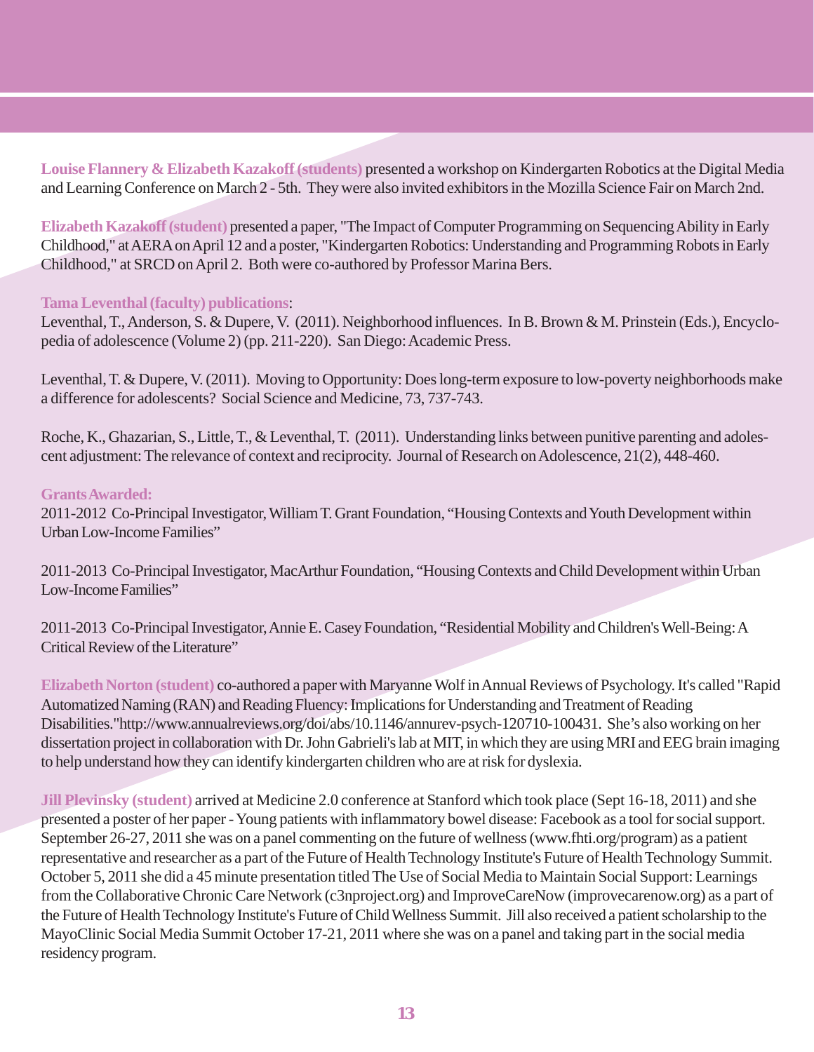**Louise Flannery & Elizabeth Kazakoff (students)** presented a workshop on Kindergarten Robotics at the Digital Media and Learning Conference on March 2 - 5th. They were also invited exhibitors in the Mozilla Science Fair on March 2nd.

**Elizabeth Kazakoff (student)** presented a paper, "The Impact of Computer Programming on Sequencing Ability in Early Childhood," at AERA on April 12 and a poster, "Kindergarten Robotics: Understanding and Programming Robots in Early Childhood," at SRCD on April 2. Both were co-authored by Professor Marina Bers.

**Tama Leventhal (faculty) publications**:

Leventhal, T., Anderson, S. & Dupere, V. (2011). Neighborhood influences. In B. Brown & M. Prinstein (Eds.), Encyclopedia of adolescence (Volume 2) (pp. 211-220). San Diego: Academic Press.

Leventhal, T. & Dupere, V. (2011). Moving to Opportunity: Does long-term exposure to low-poverty neighborhoods make a difference for adolescents? Social Science and Medicine, 73, 737-743.

Roche, K., Ghazarian, S., Little, T., & Leventhal, T. (2011). Understanding links between punitive parenting and adolescent adjustment: The relevance of context and reciprocity. Journal of Research on Adolescence, 21(2), 448-460.

**Grants Awarded:**

2011-2012 Co-Principal Investigator, William T. Grant Foundation, "Housing Contexts and Youth Development within Urban Low-Income Families"

2011-2013 Co-Principal Investigator, MacArthur Foundation, "Housing Contexts and Child Development within Urban Low-Income Families"

2011-2013 Co-Principal Investigator, Annie E. Casey Foundation, "Residential Mobility and Children's Well-Being: A Critical Review of the Literature"

**Elizabeth Norton (student)** co-authored a paper with Maryanne Wolf in Annual Reviews of Psychology. It's called "Rapid Automatized Naming (RAN) and Reading Fluency: Implications for Understanding and Treatment of Reading Disabilities."http://www.annualreviews.org/doi/abs/10.1146/annurev-psych-120710-100431. She's also working on her dissertation project in collaboration with Dr. John Gabrieli's lab at MIT, in which they are using MRI and EEG brain imaging to help understand how they can identify kindergarten children who are at risk for dyslexia.

**Jill Plevinsky (student)** arrived at Medicine 2.0 conference at Stanford which took place (Sept 16-18, 2011) and she presented a poster of her paper - Young patients with inflammatory bowel disease: Facebook as a tool for social support. September 26-27, 2011 she was on a panel commenting on the future of wellness (www.fhti.org/program) as a patient representative and researcher as a part of the Future of Health Technology Institute's Future of Health Technology Summit. October 5, 2011 she did a 45 minute presentation titled The Use of Social Media to Maintain Social Support: Learnings from the Collaborative Chronic Care Network (c3nproject.org) and ImproveCareNow (improvecarenow.org) as a part of the Future of Health Technology Institute's Future of Child Wellness Summit. Jill also received a patient scholarship to the MayoClinic Social Media Summit October 17-21, 2011 where she was on a panel and taking part in the social media residency program.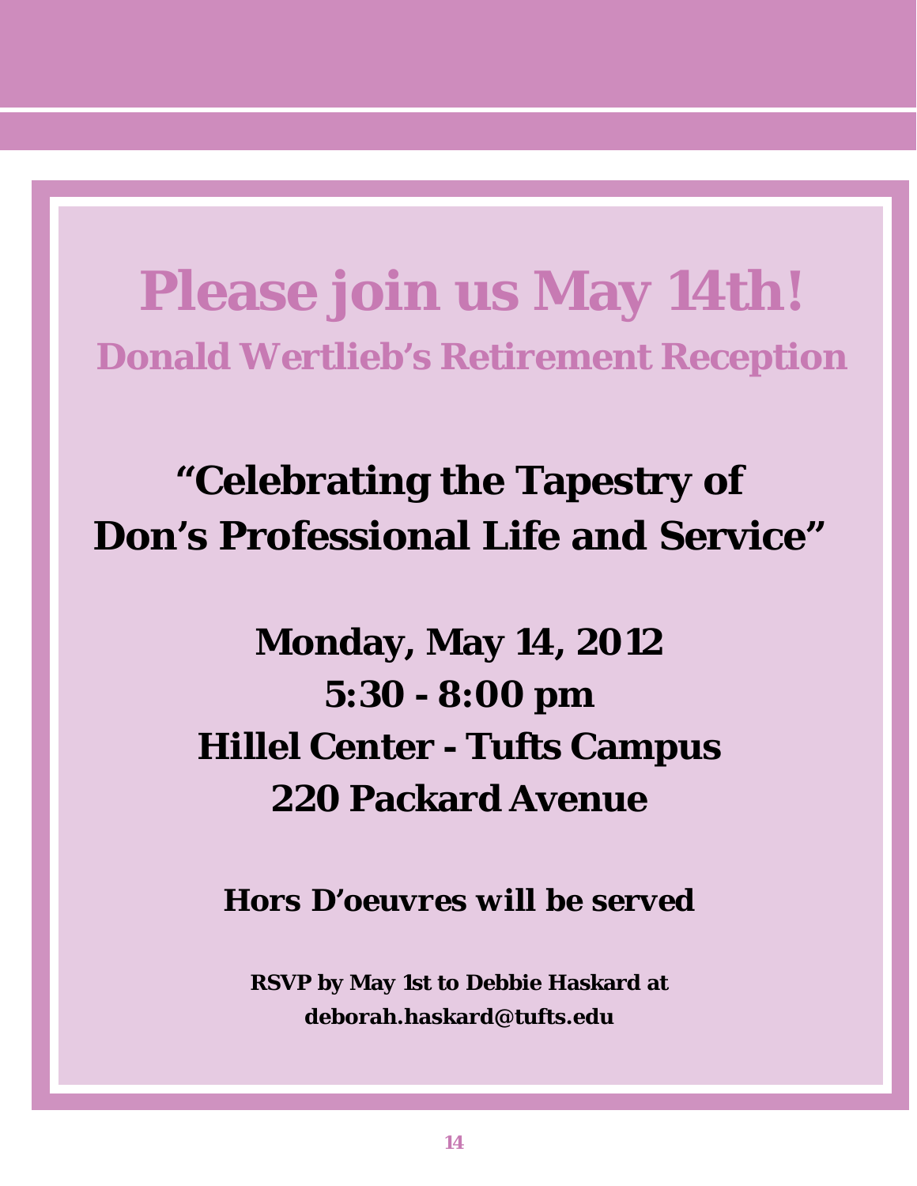# Please join us May 14th!

## Donald Wertlieb's Retirement Reception

**"Celebrating the Tapestry of Don's Professional Life and Service"**

**Monday, May 14, 2012**
**5:30 - 8:00 pm**
**Hillel Center - Tufts Campus**
**220 Packard Avenue**

**Hors D'oeuvres will be served**

**RSVP by May 1st to Debbie Haskard at deborah.haskard@tufts.edu**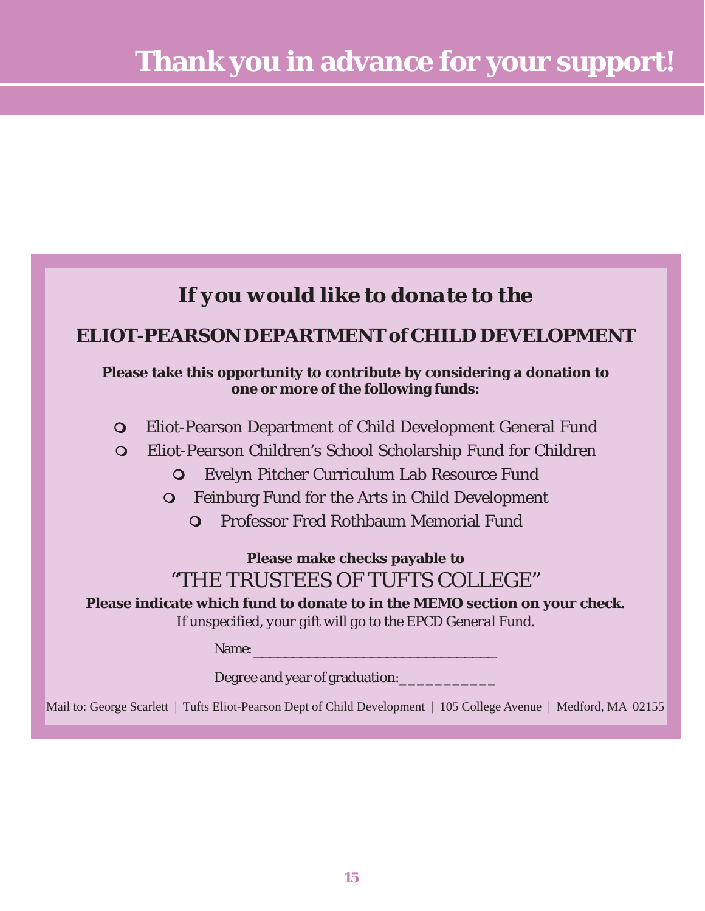# Thank you in advance for your support!

## *If you would like to donate to the*

## ELIOT-PEARSON DEPARTMENT of CHILD DEVELOPMENT

**Please take this opportunity to contribute by considering a donation to one or more of the following funds:**

- Eliot-Pearson Department of Child Development General Fund
- Eliot-Pearson Children's School Scholarship Fund for Children
- Evelyn Pitcher Curriculum Lab Resource Fund
- Feinburg Fund for the Arts in Child Development
- Professor Fred Rothbaum Memorial Fund

**Please make checks payable to**

"THE TRUSTEES OF TUFTS COLLEGE"

**Please indicate which fund to donate to in the MEMO section on your check.**

*If unspecified, your gift will go to the EPCD General Fund.*

Name: ___________________________________

Degree and year of graduation: ___________

Mail to: George Scarlett | Tufts Eliot-Pearson Dept of Child Development | 105 College Avenue | Medford, MA 02155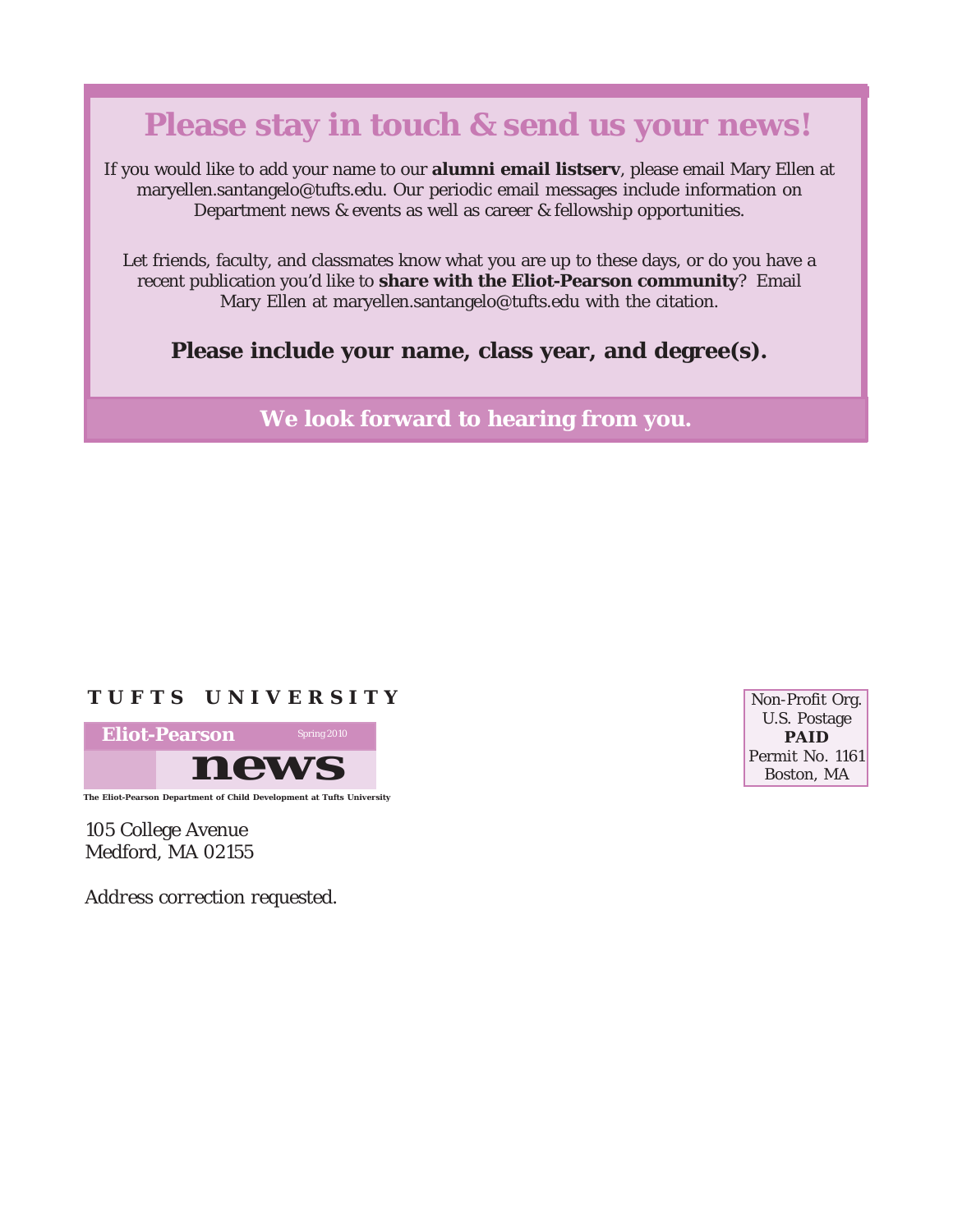# Please stay in touch & send us your news!

If you would like to add your name to our **alumni email listserv**, please email Mary Ellen at maryellen.santangelo@tufts.edu. Our periodic email messages include information on Department news & events as well as career & fellowship opportunities.

Let friends, faculty, and classmates know what you are up to these days, or do you have a recent publication you'd like to **share with the Eliot-Pearson community**? Email Mary Ellen at maryellen.santangelo@tufts.edu with the citation.

**Please include your name, class year, and degree(s).**

**We look forward to hearing from you.**

**TUFTS UNIVERSITY**

**Eliot-Pearson** Spring 2010

**news**

**The Eliot-Pearson Department of Child Development at Tufts University**

105 College Avenue
Medford, MA 02155

Address correction requested.

Non-Profit Org.
U.S. Postage
**PAID**
Permit No. 1161
Boston, MA